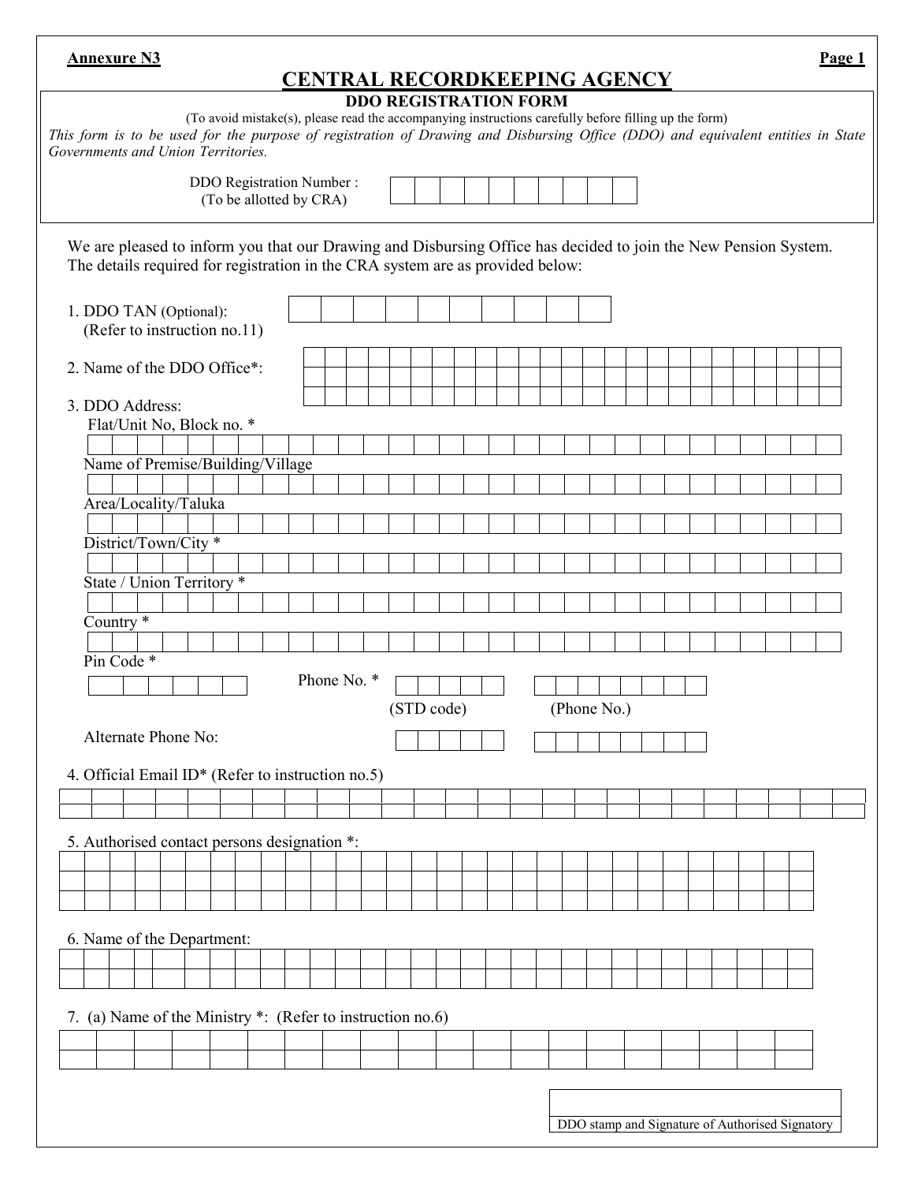**Annexure N3**

# CENTRAL RECORDKEEPING AGENCY

## DDO REGISTRATION FORM

(To avoid mistake(s), please read the accompanying instructions carefully before filling up the form)

*This form is to be used for the purpose of registration of Drawing and Disbursing Office (DDO) and equivalent entities in State Governments and Union Territories.*

DDO Registration Number :
(To be allotted by CRA)

We are pleased to inform you that our Drawing and Disbursing Office has decided to join the New Pension System. The details required for registration in the CRA system are as provided below:

1. DDO TAN (Optional):
   (Refer to instruction no.11)

2. Name of the DDO Office*:

3. DDO Address:
   Flat/Unit No, Block no. *
   Name of Premise/Building/Village
   Area/Locality/Taluka
   District/Town/City *
   State / Union Territory *
   Country *
   Pin Code *
   Phone No. * (STD code) (Phone No.)
   Alternate Phone No:

4. Official Email ID* (Refer to instruction no.5)

5. Authorised contact persons designation *:

6. Name of the Department:

7. (a) Name of the Ministry *: (Refer to instruction no.6)

DDO stamp and Signature of Authorised Signatory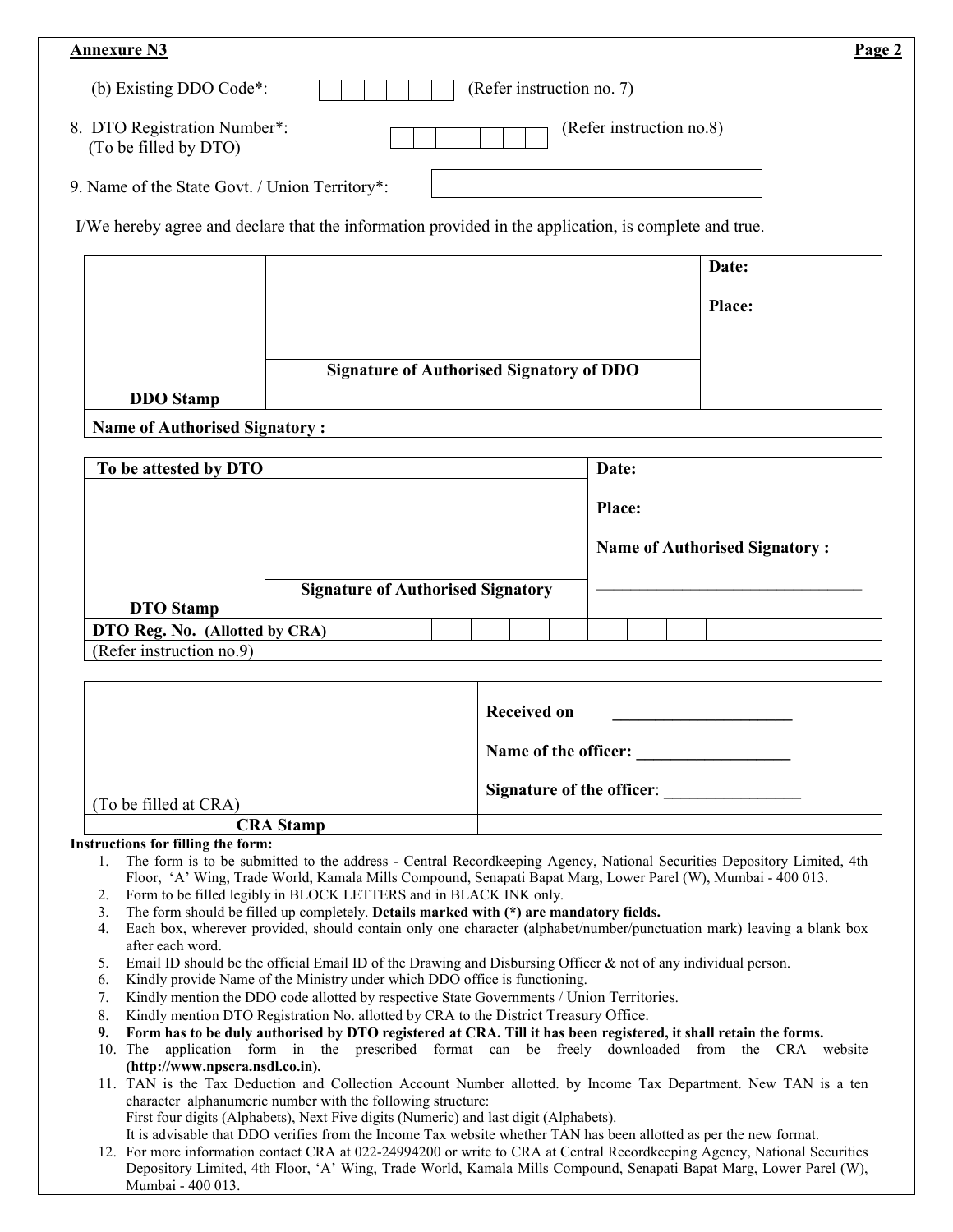**Annexure N3**

(b) Existing DDO Code*: | | | | | | | (Refer instruction no. 7)

8. DTO Registration Number*: | | | | | | | | (Refer instruction no.8)
(To be filled by DTO)

9. Name of the State Govt. / Union Territory*:

I/We hereby agree and declare that the information provided in the application, is complete and true.

| | | |
|---|---|---|
| DDO Stamp | Signature of Authorised Signatory of DDO | Date:<br><br>Place: |
| Name of Authorised Signatory : | | |

| | | |
|---|---|---|
| To be attested by DTO | | Date: |
| DTO Stamp | Signature of Authorised Signatory | Place:<br><br>Name of Authorised Signatory : ______________________________ |
| DTO Reg. No. (Allotted by CRA) | | |
| (Refer instruction no.9) | | |

| | |
|---|---|
| (To be filled at CRA) | Received on ____________________<br><br>Name of the officer: _________________<br><br>Signature of the officer: _______________ |
| CRA Stamp | |

**Instructions for filling the form:**

1. The form is to be submitted to the address - Central Recordkeeping Agency, National Securities Depository Limited, 4th Floor, 'A' Wing, Trade World, Kamala Mills Compound, Senapati Bapat Marg, Lower Parel (W), Mumbai - 400 013.
2. Form to be filled legibly in BLOCK LETTERS and in BLACK INK only.
3. The form should be filled up completely. **Details marked with (*) are mandatory fields.**
4. Each box, wherever provided, should contain only one character (alphabet/number/punctuation mark) leaving a blank box after each word.
5. Email ID should be the official Email ID of the Drawing and Disbursing Officer & not of any individual person.
6. Kindly provide Name of the Ministry under which DDO office is functioning.
7. Kindly mention the DDO code allotted by respective State Governments / Union Territories.
8. Kindly mention DTO Registration No. allotted by CRA to the District Treasury Office.
9. **Form has to be duly authorised by DTO registered at CRA. Till it has been registered, it shall retain the forms.**
10. The application form in the prescribed format can be freely downloaded from the CRA website **(http://www.npscra.nsdl.co.in).**
11. TAN is the Tax Deduction and Collection Account Number allotted. by Income Tax Department. New TAN is a ten character alphanumeric number with the following structure:
    First four digits (Alphabets), Next Five digits (Numeric) and last digit (Alphabets).
    It is advisable that DDO verifies from the Income Tax website whether TAN has been allotted as per the new format.
12. For more information contact CRA at 022-24994200 or write to CRA at Central Recordkeeping Agency, National Securities Depository Limited, 4th Floor, 'A' Wing, Trade World, Kamala Mills Compound, Senapati Bapat Marg, Lower Parel (W), Mumbai - 400 013.